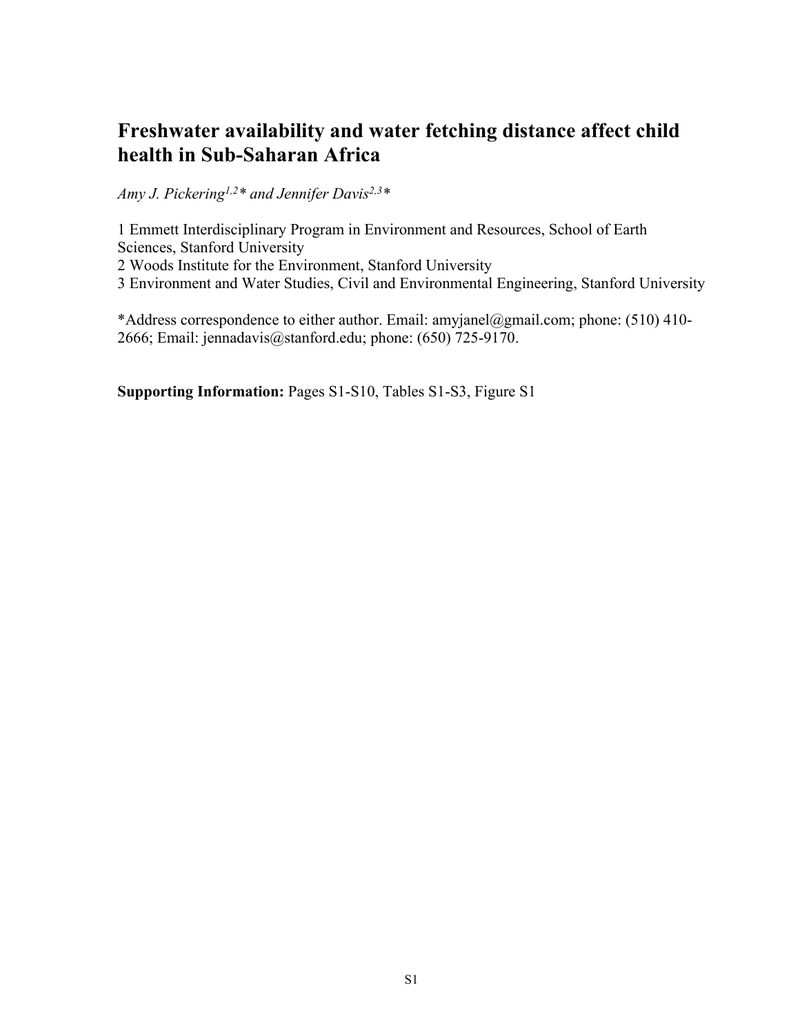# Freshwater availability and water fetching distance affect child health in Sub-Saharan Africa

*Amy J. Pickering[1,2]\* and Jennifer Davis[2,3]\**

1 Emmett Interdisciplinary Program in Environment and Resources, School of Earth Sciences, Stanford University
2 Woods Institute for the Environment, Stanford University
3 Environment and Water Studies, Civil and Environmental Engineering, Stanford University

*Address correspondence to either author. Email: amyjanel@gmail.com; phone: (510) 410-2666; Email: jennadavis@stanford.edu; phone: (650) 725-9170.

**Supporting Information:** Pages S1-S10, Tables S1-S3, Figure S1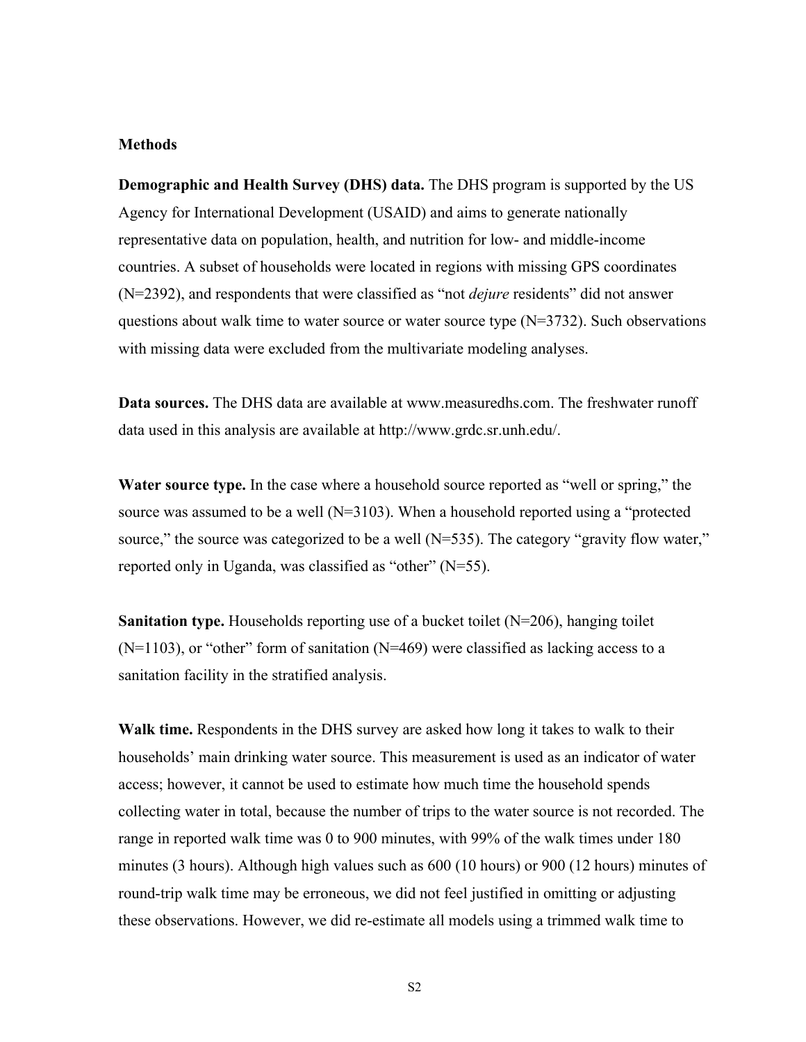## Methods

**Demographic and Health Survey (DHS) data.** The DHS program is supported by the US Agency for International Development (USAID) and aims to generate nationally representative data on population, health, and nutrition for low- and middle-income countries. A subset of households were located in regions with missing GPS coordinates (N=2392), and respondents that were classified as "not *dejure* residents" did not answer questions about walk time to water source or water source type (N=3732). Such observations with missing data were excluded from the multivariate modeling analyses.

**Data sources.** The DHS data are available at www.measuredhs.com. The freshwater runoff data used in this analysis are available at http://www.grdc.sr.unh.edu/.

**Water source type.** In the case where a household source reported as "well or spring," the source was assumed to be a well (N=3103). When a household reported using a "protected source," the source was categorized to be a well (N=535). The category "gravity flow water," reported only in Uganda, was classified as "other" (N=55).

**Sanitation type.** Households reporting use of a bucket toilet (N=206), hanging toilet (N=1103), or "other" form of sanitation (N=469) were classified as lacking access to a sanitation facility in the stratified analysis.

**Walk time.** Respondents in the DHS survey are asked how long it takes to walk to their households' main drinking water source. This measurement is used as an indicator of water access; however, it cannot be used to estimate how much time the household spends collecting water in total, because the number of trips to the water source is not recorded. The range in reported walk time was 0 to 900 minutes, with 99% of the walk times under 180 minutes (3 hours). Although high values such as 600 (10 hours) or 900 (12 hours) minutes of round-trip walk time may be erroneous, we did not feel justified in omitting or adjusting these observations. However, we did re-estimate all models using a trimmed walk time to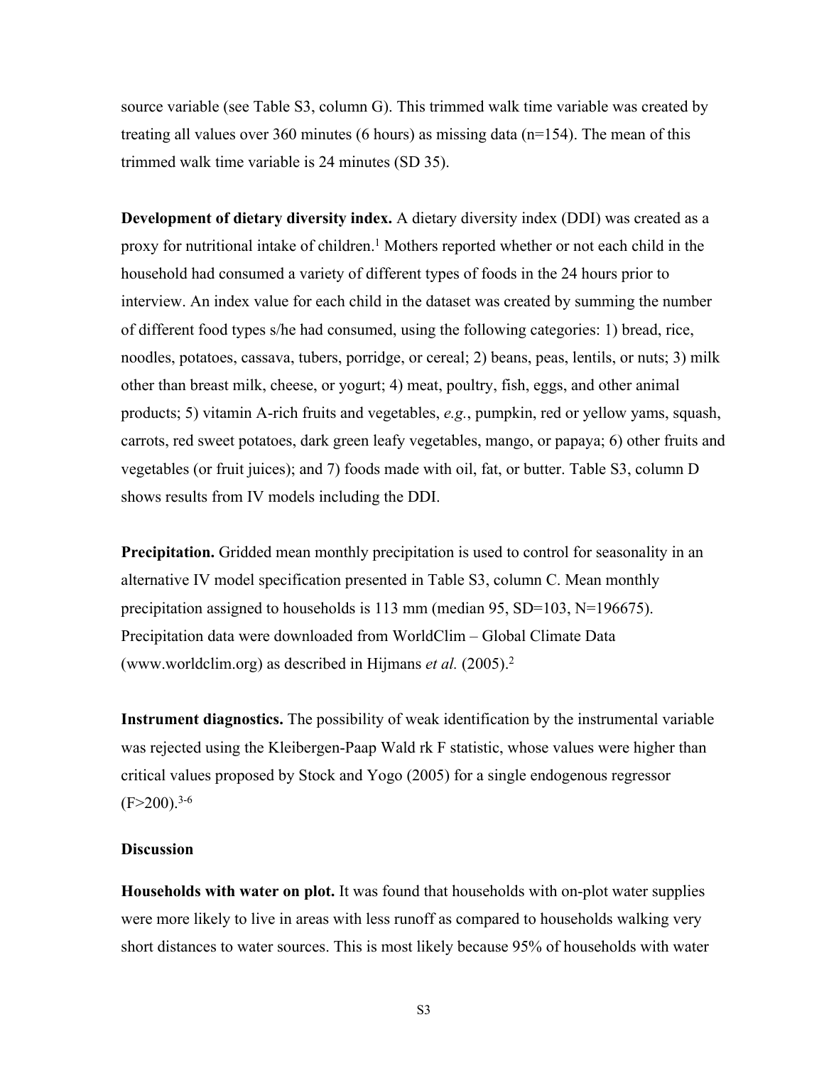source variable (see Table S3, column G). This trimmed walk time variable was created by treating all values over 360 minutes (6 hours) as missing data (n=154). The mean of this trimmed walk time variable is 24 minutes (SD 35).

**Development of dietary diversity index.** A dietary diversity index (DDI) was created as a proxy for nutritional intake of children.[1] Mothers reported whether or not each child in the household had consumed a variety of different types of foods in the 24 hours prior to interview. An index value for each child in the dataset was created by summing the number of different food types s/he had consumed, using the following categories: 1) bread, rice, noodles, potatoes, cassava, tubers, porridge, or cereal; 2) beans, peas, lentils, or nuts; 3) milk other than breast milk, cheese, or yogurt; 4) meat, poultry, fish, eggs, and other animal products; 5) vitamin A-rich fruits and vegetables, *e.g.*, pumpkin, red or yellow yams, squash, carrots, red sweet potatoes, dark green leafy vegetables, mango, or papaya; 6) other fruits and vegetables (or fruit juices); and 7) foods made with oil, fat, or butter. Table S3, column D shows results from IV models including the DDI.

**Precipitation.** Gridded mean monthly precipitation is used to control for seasonality in an alternative IV model specification presented in Table S3, column C. Mean monthly precipitation assigned to households is 113 mm (median 95, SD=103, N=196675). Precipitation data were downloaded from WorldClim – Global Climate Data (www.worldclim.org) as described in Hijmans *et al.* (2005).[2]

**Instrument diagnostics.** The possibility of weak identification by the instrumental variable was rejected using the Kleibergen-Paap Wald rk F statistic, whose values were higher than critical values proposed by Stock and Yogo (2005) for a single endogenous regressor ($F>200$).[3-6]

**Discussion**

**Households with water on plot.** It was found that households with on-plot water supplies were more likely to live in areas with less runoff as compared to households walking very short distances to water sources. This is most likely because 95% of households with water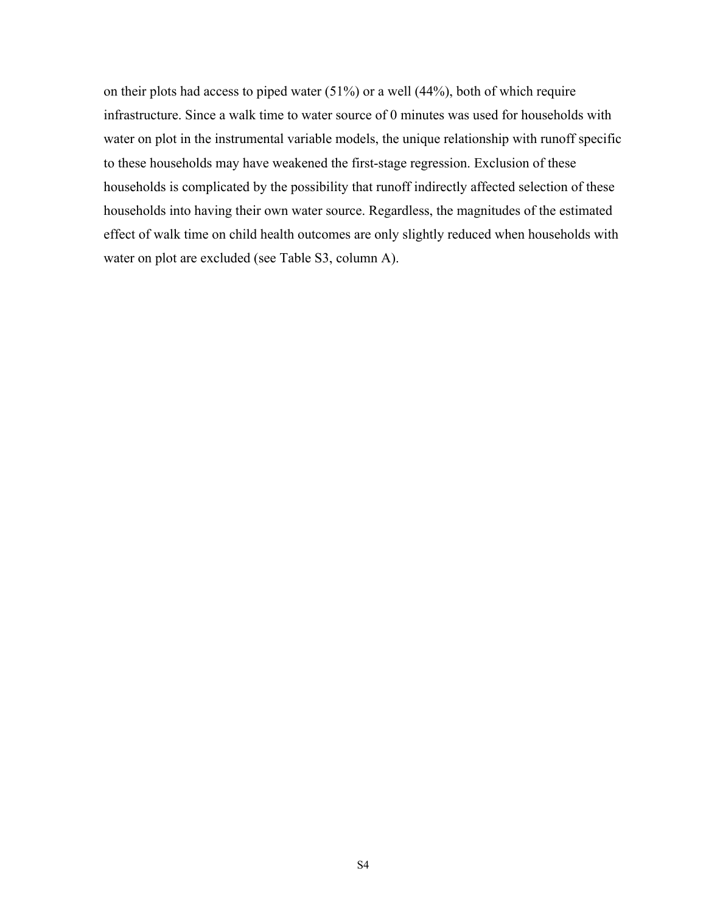on their plots had access to piped water (51%) or a well (44%), both of which require infrastructure. Since a walk time to water source of 0 minutes was used for households with water on plot in the instrumental variable models, the unique relationship with runoff specific to these households may have weakened the first-stage regression. Exclusion of these households is complicated by the possibility that runoff indirectly affected selection of these households into having their own water source. Regardless, the magnitudes of the estimated effect of walk time on child health outcomes are only slightly reduced when households with water on plot are excluded (see Table S3, column A).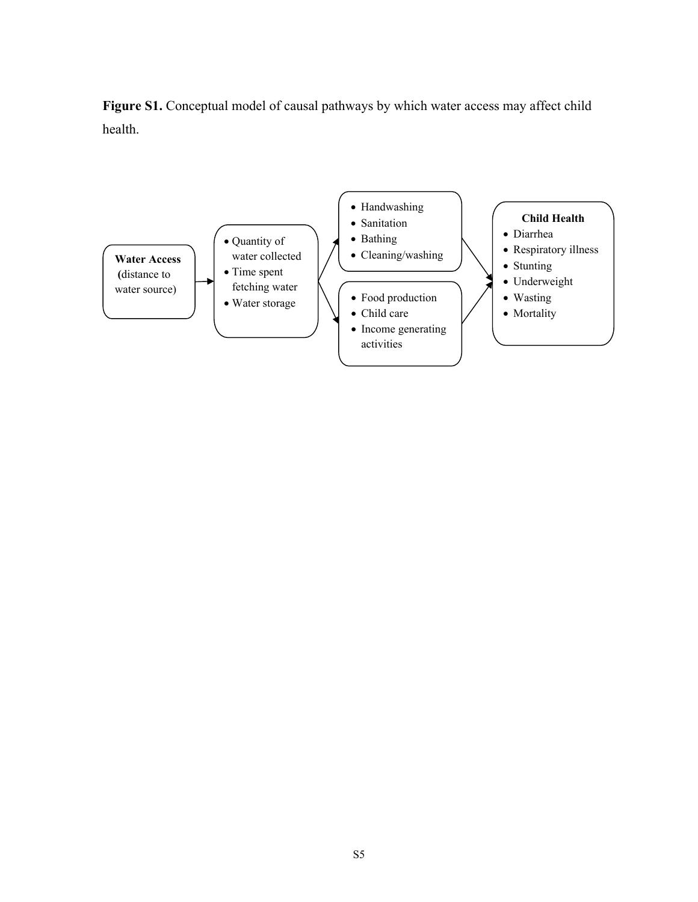**Figure S1.** Conceptual model of causal pathways by which water access may affect child health.

**Water Access** (distance to water source)

- Quantity of water collected
- Time spent fetching water
- Water storage

- Handwashing
- Sanitation
- Bathing
- Cleaning/washing

- Food production
- Child care
- Income generating activities

**Child Health**

- Diarrhea
- Respiratory illness
- Stunting
- Underweight
- Wasting
- Mortality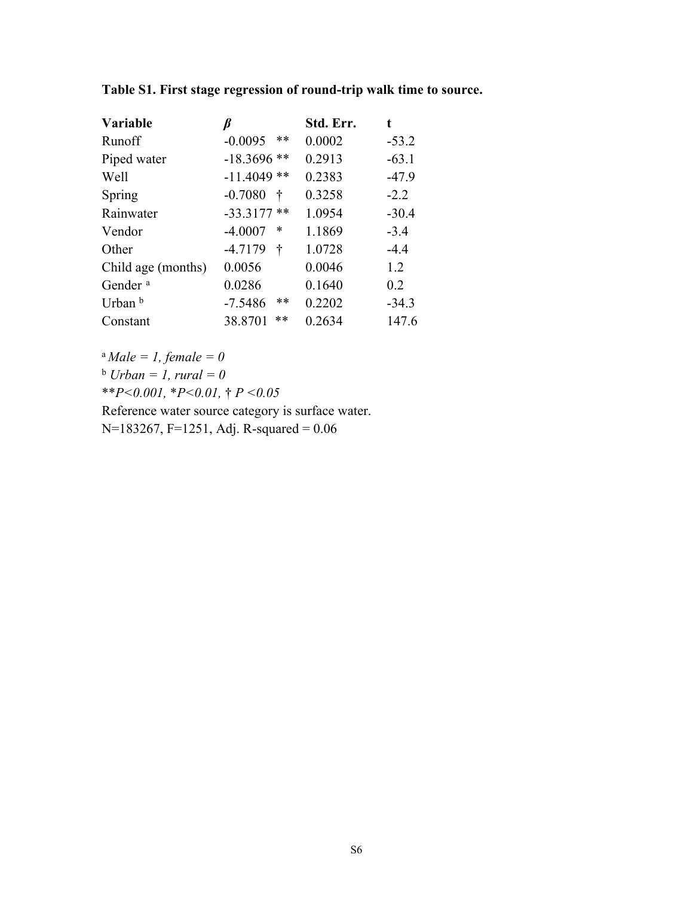**Table S1. First stage regression of round-trip walk time to source.**

| Variable | *β* | Std. Err. | t |
|---|---|---|---|
| Runoff | -0.0095 ** | 0.0002 | -53.2 |
| Piped water | -18.3696 ** | 0.2913 | -63.1 |
| Well | -11.4049 ** | 0.2383 | -47.9 |
| Spring | -0.7080 † | 0.3258 | -2.2 |
| Rainwater | -33.3177 ** | 1.0954 | -30.4 |
| Vendor | -4.0007 * | 1.1869 | -3.4 |
| Other | -4.7179 † | 1.0728 | -4.4 |
| Child age (months) | 0.0056 | 0.0046 | 1.2 |
| Gender [a] | 0.0286 | 0.1640 | 0.2 |
| Urban [b] | -7.5486 ** | 0.2202 | -34.3 |
| Constant | 38.8701 ** | 0.2634 | 147.6 |

[a] *Male = 1, female = 0*

[b] *Urban = 1, rural = 0*

*\*\*P<0.001, \*P<0.01, † P <0.05*

Reference water source category is surface water.

N=183267, F=1251, Adj. R-squared = 0.06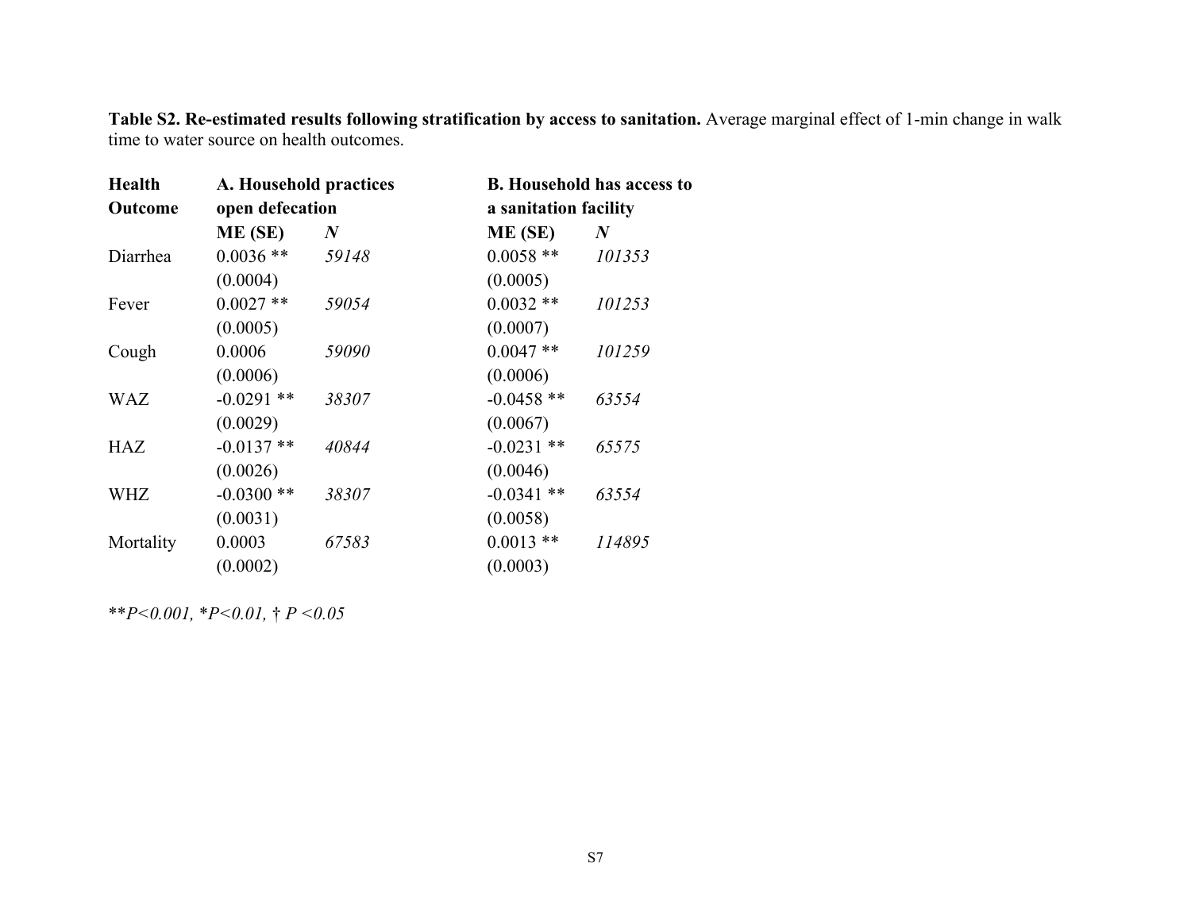**Table S2. Re-estimated results following stratification by access to sanitation.** Average marginal effect of 1-min change in walk time to water source on health outcomes.

| Health Outcome | A. Household practices open defecation | | B. Household has access to a sanitation facility | |
|---|---|---|---|---|
| | **ME (SE)** | ***N*** | **ME (SE)** | ***N*** |
| Diarrhea | 0.0036 ** (0.0004) | *59148* | 0.0058 ** (0.0005) | *101353* |
| Fever | 0.0027 ** (0.0005) | *59054* | 0.0032 ** (0.0007) | *101253* |
| Cough | 0.0006 (0.0006) | *59090* | 0.0047 ** (0.0006) | *101259* |
| WAZ | -0.0291 ** (0.0029) | *38307* | -0.0458 ** (0.0067) | *63554* |
| HAZ | -0.0137 ** (0.0026) | *40844* | -0.0231 ** (0.0046) | *65575* |
| WHZ | -0.0300 ** (0.0031) | *38307* | -0.0341 ** (0.0058) | *63554* |
| Mortality | 0.0003 (0.0002) | *67583* | 0.0013 ** (0.0003) | *114895* |

*\*\*P<0.001, \*P<0.01, † P <0.05*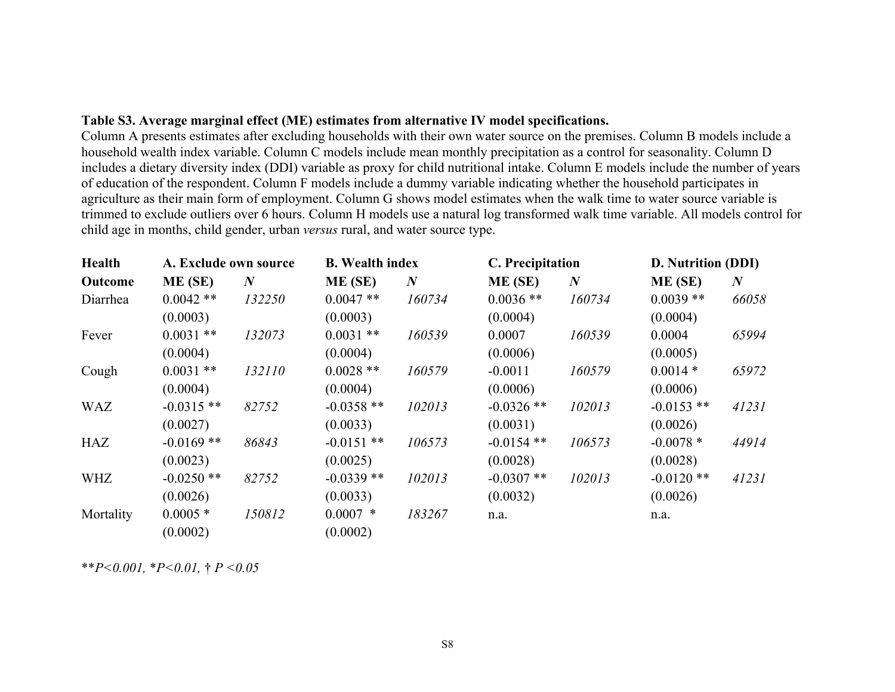**Table S3. Average marginal effect (ME) estimates from alternative IV model specifications.**
Column A presents estimates after excluding households with their own water source on the premises. Column B models include a household wealth index variable. Column C models include mean monthly precipitation as a control for seasonality. Column D includes a dietary diversity index (DDI) variable as proxy for child nutritional intake. Column E models include the number of years of education of the respondent. Column F models include a dummy variable indicating whether the household participates in agriculture as their main form of employment. Column G shows model estimates when the walk time to water source variable is trimmed to exclude outliers over 6 hours. Column H models use a natural log transformed walk time variable. All models control for child age in months, child gender, urban *versus* rural, and water source type.

| **Health** | **A. Exclude own source** | | **B. Wealth index** | | **C. Precipitation** | | **D. Nutrition (DDI)** | |
|---|---|---|---|---|---|---|---|---|
| **Outcome** | **ME (SE)** | ***N*** | **ME (SE)** | ***N*** | **ME (SE)** | ***N*** | **ME (SE)** | ***N*** |
| Diarrhea | 0.0042 ** (0.0003) | *132250* | 0.0047 ** (0.0003) | *160734* | 0.0036 ** (0.0004) | *160734* | 0.0039 ** (0.0004) | *66058* |
| Fever | 0.0031 ** (0.0004) | *132073* | 0.0031 ** (0.0004) | *160539* | 0.0007 (0.0006) | *160539* | 0.0004 (0.0005) | *65994* |
| Cough | 0.0031 ** (0.0004) | *132110* | 0.0028 ** (0.0004) | *160579* | -0.0011 (0.0006) | *160579* | 0.0014 * (0.0006) | *65972* |
| WAZ | -0.0315 ** (0.0027) | *82752* | -0.0358 ** (0.0033) | *102013* | -0.0326 ** (0.0031) | *102013* | -0.0153 ** (0.0026) | *41231* |
| HAZ | -0.0169 ** (0.0023) | *86843* | -0.0151 ** (0.0025) | *106573* | -0.0154 ** (0.0028) | *106573* | -0.0078 * (0.0028) | *44914* |
| WHZ | -0.0250 ** (0.0026) | *82752* | -0.0339 ** (0.0033) | *102013* | -0.0307 ** (0.0032) | *102013* | -0.0120 ** (0.0026) | *41231* |
| Mortality | 0.0005 * (0.0002) | *150812* | 0.0007 * (0.0002) | *183267* | n.a. | | n.a. | |

*\*\*P<0.001, \*P<0.01, † P <0.05*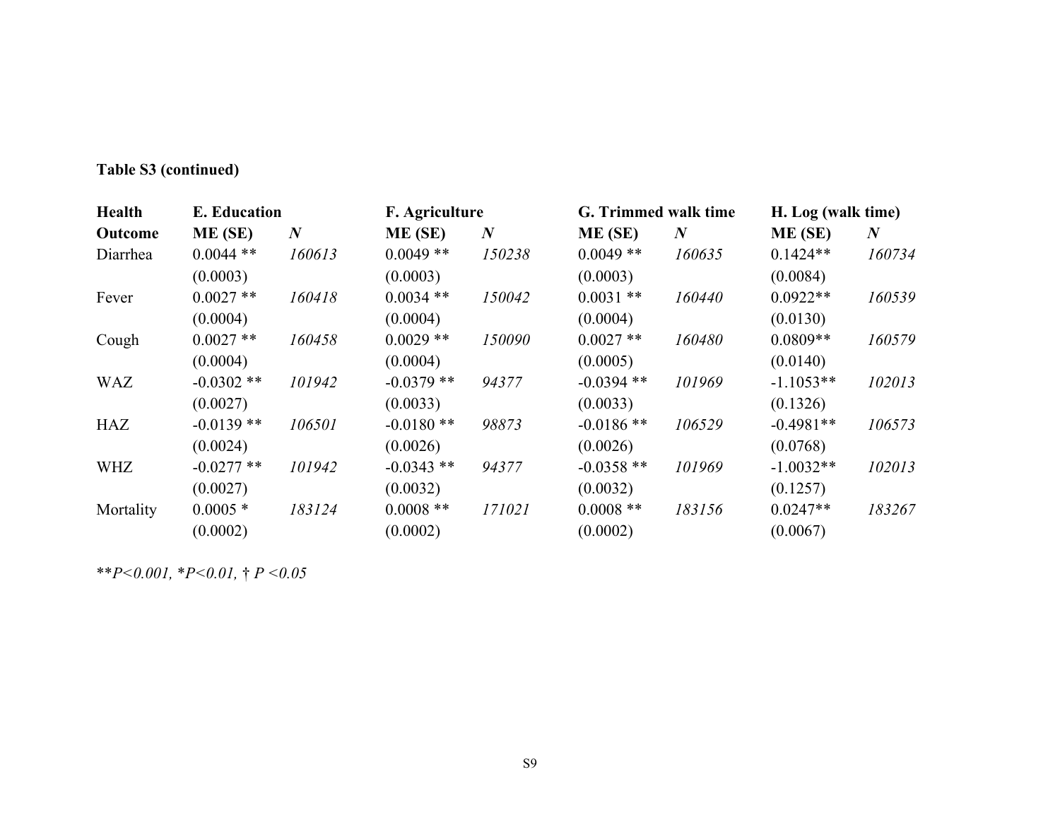**Table S3 (continued)**

| Health Outcome | E. Education ME (SE) | *N* | F. Agriculture ME (SE) | *N* | G. Trimmed walk time ME (SE) | *N* | H. Log (walk time) ME (SE) | *N* |
|---|---|---|---|---|---|---|---|---|
| Diarrhea | 0.0044 ** (0.0003) | *160613* | 0.0049 ** (0.0003) | *150238* | 0.0049 ** (0.0003) | *160635* | 0.1424** (0.0084) | *160734* |
| Fever | 0.0027 ** (0.0004) | *160418* | 0.0034 ** (0.0004) | *150042* | 0.0031 ** (0.0004) | *160440* | 0.0922** (0.0130) | *160539* |
| Cough | 0.0027 ** (0.0004) | *160458* | 0.0029 ** (0.0004) | *150090* | 0.0027 ** (0.0005) | *160480* | 0.0809** (0.0140) | *160579* |
| WAZ | -0.0302 ** (0.0027) | *101942* | -0.0379 ** (0.0033) | *94377* | -0.0394 ** (0.0033) | *101969* | -1.1053** (0.1326) | *102013* |
| HAZ | -0.0139 ** (0.0024) | *106501* | -0.0180 ** (0.0026) | *98873* | -0.0186 ** (0.0026) | *106529* | -0.4981** (0.0768) | *106573* |
| WHZ | -0.0277 ** (0.0027) | *101942* | -0.0343 ** (0.0032) | *94377* | -0.0358 ** (0.0032) | *101969* | -1.0032** (0.1257) | *102013* |
| Mortality | 0.0005 * (0.0002) | *183124* | 0.0008 ** (0.0002) | *171021* | 0.0008 ** (0.0002) | *183156* | 0.0247** (0.0067) | *183267* |

*\*\*P<0.001, \*P<0.01, † P <0.05*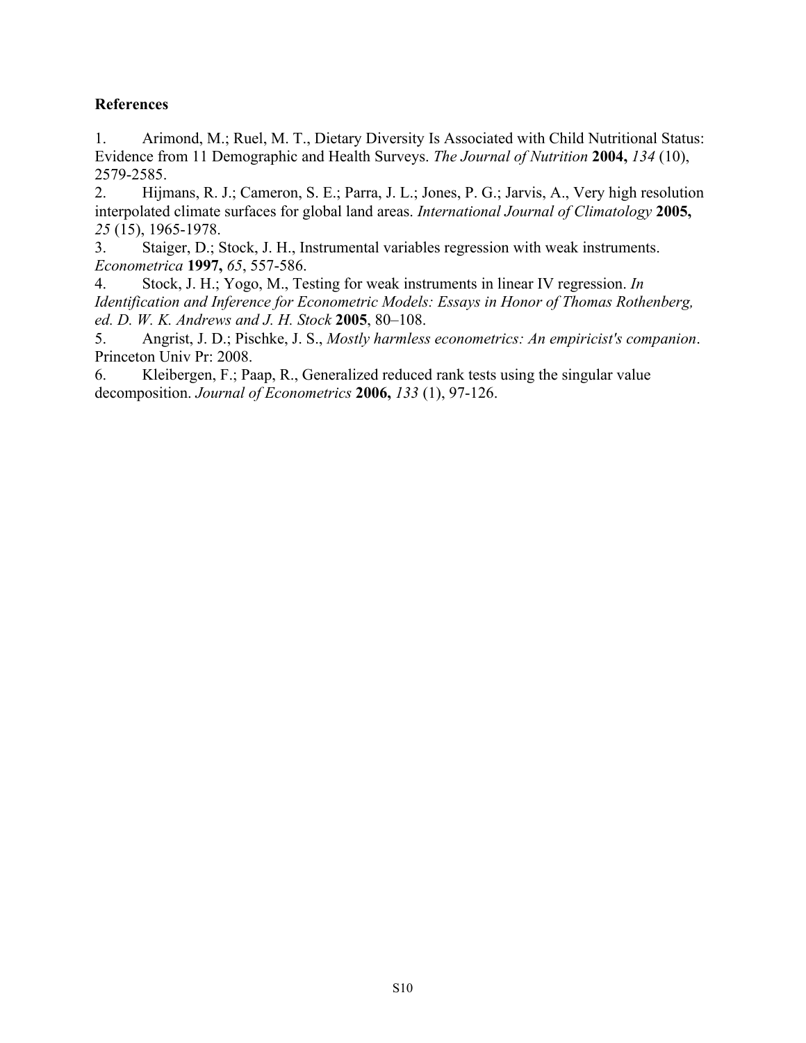**References**

1. Arimond, M.; Ruel, M. T., Dietary Diversity Is Associated with Child Nutritional Status: Evidence from 11 Demographic and Health Surveys. *The Journal of Nutrition* **2004,** *134* (10), 2579-2585.
2. Hijmans, R. J.; Cameron, S. E.; Parra, J. L.; Jones, P. G.; Jarvis, A., Very high resolution interpolated climate surfaces for global land areas. *International Journal of Climatology* **2005,** *25* (15), 1965-1978.
3. Staiger, D.; Stock, J. H., Instrumental variables regression with weak instruments. *Econometrica* **1997,** *65*, 557-586.
4. Stock, J. H.; Yogo, M., Testing for weak instruments in linear IV regression. *In Identification and Inference for Econometric Models: Essays in Honor of Thomas Rothenberg, ed. D. W. K. Andrews and J. H. Stock* **2005**, 80–108.
5. Angrist, J. D.; Pischke, J. S., *Mostly harmless econometrics: An empiricist's companion*. Princeton Univ Pr: 2008.
6. Kleibergen, F.; Paap, R., Generalized reduced rank tests using the singular value decomposition. *Journal of Econometrics* **2006,** *133* (1), 97-126.